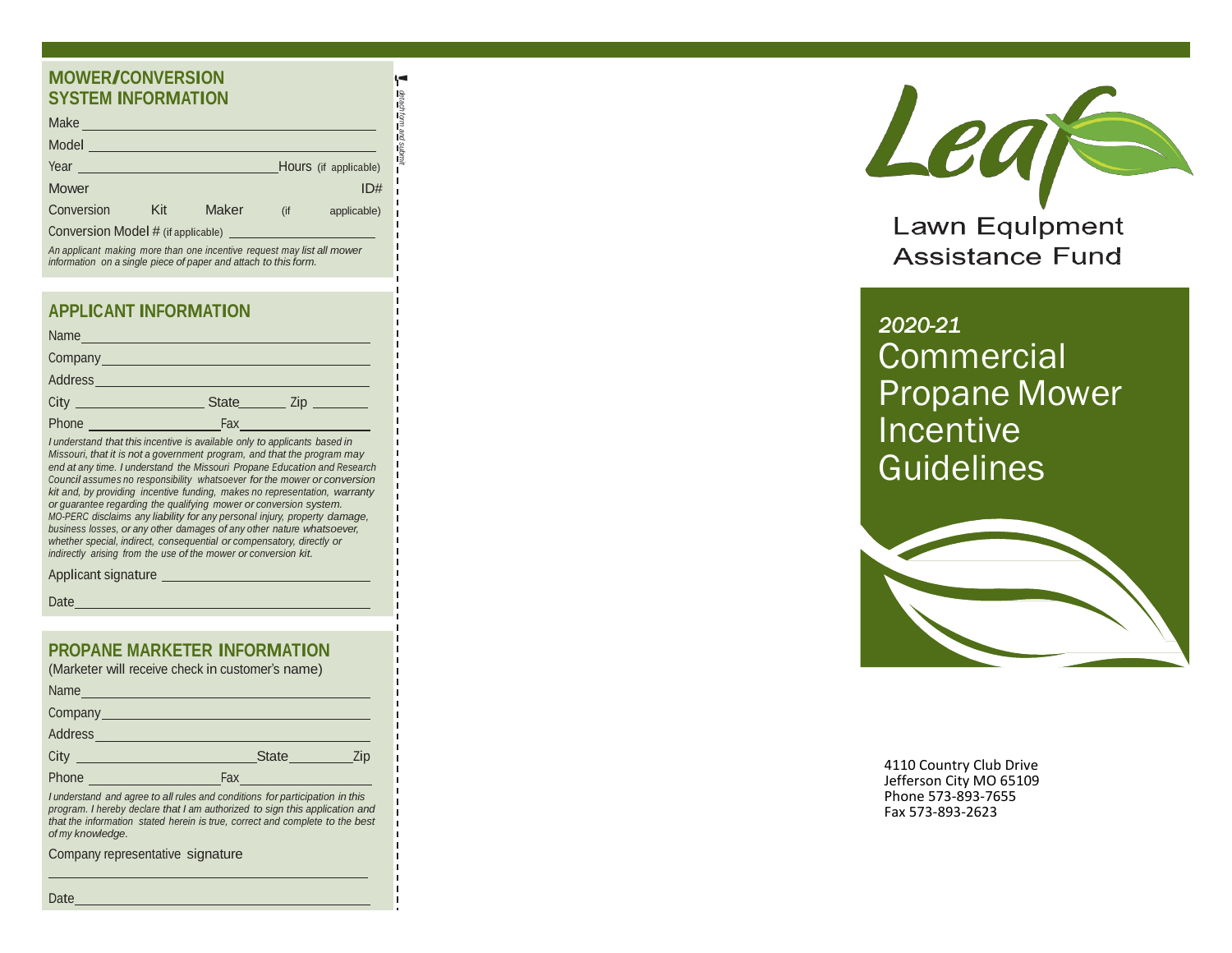## MOWER/CONVERSION SYSTEM INFORMATION

Make \_\_\_\_\_\_\_\_\_\_\_\_\_\_\_\_\_\_\_\_\_\_\_\_\_\_\_\_\_\_\_\_\_\_\_\_\_\_\_\_

Model \_\_\_\_\_\_\_\_\_\_\_\_\_\_\_\_\_\_\_\_\_\_\_\_\_\_\_\_\_\_\_\_\_\_\_\_\_\_\_\_

Year \_\_\_\_\_\_\_\_\_\_\_\_\_\_\_\_\_\_\_\_\_\_\_\_\_ Hours (if applicable)

Mower ID#

Conversion Kit Maker (if applicable)

Conversion Model # (if applicable) \_\_\_\_\_\_\_\_\_\_\_\_\_\_\_\_\_\_\_\_

*An applicant making more than one incentive request may list all mower information on a single piece of paper and attach to this form.*

## APPLICANT INFORMATION

Name \_\_\_\_\_\_\_\_\_\_\_\_\_\_\_\_\_\_\_\_\_\_\_\_\_\_\_\_\_\_\_\_\_\_\_\_\_\_\_\_

Company \_\_\_\_\_\_\_\_\_\_\_\_\_\_\_\_\_\_\_\_\_\_\_\_\_\_\_\_\_\_\_\_\_\_\_\_\_

Address \_\_\_\_\_\_\_\_\_\_\_\_\_\_\_\_\_\_\_\_\_\_\_\_\_\_\_\_\_\_\_\_\_\_\_\_\_\_

City \_\_\_\_\_\_\_\_\_\_\_\_\_\_\_\_\_ State \_\_\_\_\_\_ Zip \_\_\_\_\_\_\_

Phone \_\_\_\_\_\_\_\_\_\_\_\_\_\_\_\_\_ Fax \_\_\_\_\_\_\_\_\_\_\_\_\_\_\_\_\_

*I understand that this incentive is available only to applicants based in Missouri, that it is not a government program, and that the program may end at any time. I understand the Missouri Propane Education and Research Council assumes no responsibility whatsoever for the mower or conversion kit and, by providing incentive funding, makes no representation, warranty or guarantee regarding the qualifying mower or conversion system. MO-PERC disclaims any liability for any personal injury, property damage, business losses, or any other damages of any other nature whatsoever, whether special, indirect, consequential or compensatory, directly or indirectly arising from the use of the mower or conversion kit.*

Applicant signature \_\_\_\_\_\_\_\_\_\_\_\_\_\_\_\_\_\_\_\_\_\_\_\_\_\_\_\_

Date \_\_\_\_\_\_\_\_\_\_\_\_\_\_\_\_\_\_\_\_\_\_\_\_\_\_\_\_\_\_\_\_\_\_\_\_\_\_\_\_\_

## PROPANE MARKETER INFORMATION

(Marketer will receive check in customer's name)

Name \_\_\_\_\_\_\_\_\_\_\_\_\_\_\_\_\_\_\_\_\_\_\_\_\_\_\_\_\_\_\_\_\_\_\_\_\_\_\_\_

Company \_\_\_\_\_\_\_\_\_\_\_\_\_\_\_\_\_\_\_\_\_\_\_\_\_\_\_\_\_\_\_\_\_\_\_\_\_

Address \_\_\_\_\_\_\_\_\_\_\_\_\_\_\_\_\_\_\_\_\_\_\_\_\_\_\_\_\_\_\_\_\_\_\_\_\_\_

City \_\_\_\_\_\_\_\_\_\_\_\_\_\_\_\_\_\_\_\_\_\_ State \_\_\_\_\_\_\_\_ Zip

Phone \_\_\_\_\_\_\_\_\_\_\_\_\_\_\_\_\_ Fax \_\_\_\_\_\_\_\_\_\_\_\_\_\_\_\_\_

*I understand and agree to all rules and conditions for participation in this program. I hereby declare that I am authorized to sign this application and that the information stated herein is true, correct and complete to the best of my knowledge.*

Company representative signature

\_\_\_\_\_\_\_\_\_\_\_\_\_\_\_\_\_\_\_\_\_\_\_\_\_\_\_\_\_\_\_\_\_\_\_\_\_\_\_\_\_\_\_\_

Date \_\_\_\_\_\_\_\_\_\_\_\_\_\_\_\_\_\_\_\_\_\_\_\_\_\_\_\_\_\_\_\_\_\_\_\_\_\_\_\_\_

*detach form and submit*

# Leaf

Lawn Equlpment Assistance Fund

## *2020-21* Commercial Propane Mower Incentive Guidelines

4110 Country Club Drive
Jefferson City MO 65109
Phone 573-893-7655
Fax 573-893-2623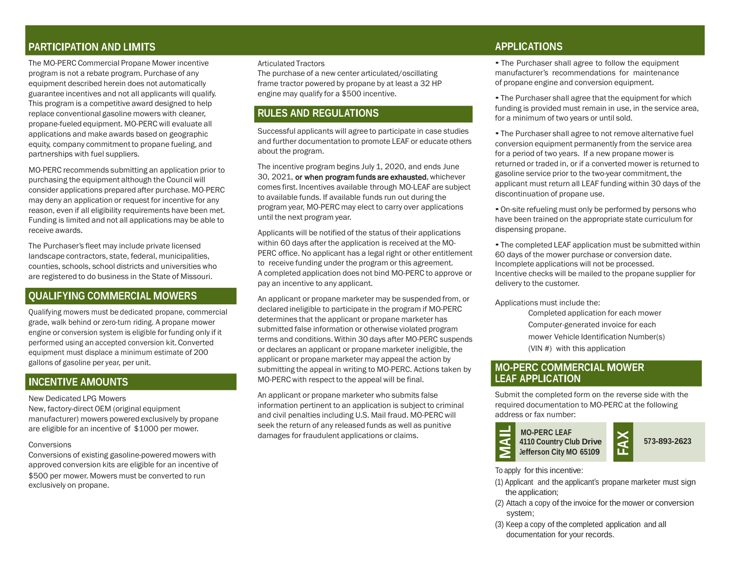## PARTICIPATION AND LIMITS

The MO-PERC Commercial Propane Mower incentive program is not a rebate program. Purchase of any equipment described herein does not automatically guarantee incentives and not all applicants will qualify. This program is a competitive award designed to help replace conventional gasoline mowers with cleaner, propane-fueled equipment. MO-PERC will evaluate all applications and make awards based on geographic equity, company commitment to propane fueling, and partnerships with fuel suppliers.

MO-PERC recommends submitting an application prior to purchasing the equipment although the Council will consider applications prepared after purchase. MO-PERC may deny an application or request for incentive for any reason, even if all eligibility requirements have been met. Funding is limited and not all applications may be able to receive awards.

The Purchaser's fleet may include private licensed landscape contractors, state, federal, municipalities, counties, schools, school districts and universities who are registered to do business in the State of Missouri.

## QUALIFYING COMMERCIAL MOWERS

Qualifying mowers must be dedicated propane, commercial grade, walk behind or zero-turn riding. A propane mower engine or conversion system is eligible for funding only if it performed using an accepted conversion kit. Converted equipment must displace a minimum estimate of 200 gallons of gasoline per year, per unit.

## INCENTIVE AMOUNTS

New Dedicated LPG Mowers
New, factory-direct OEM (original equipment manufacturer) mowers powered exclusively by propane are eligible for an incentive of $1000 per mower.

Conversions
Conversions of existing gasoline-powered mowers with approved conversion kits are eligible for an incentive of $500 per mower. Mowers must be converted to run exclusively on propane.

Articulated Tractors
The purchase of a new center articulated/oscillating frame tractor powered by propane by at least a 32 HP engine may qualify for a $500 incentive.

## RULES AND REGULATIONS

Successful applicants will agree to participate in case studies and further documentation to promote LEAF or educate others about the program.

The incentive program begins July 1, 2020, and ends June 30, 2021, **or when program funds are exhausted**, whichever comes first. Incentives available through MO-LEAF are subject to available funds. If available funds run out during the program year, MO-PERC may elect to carry over applications until the next program year.

Applicants will be notified of the status of their applications within 60 days after the application is received at the MO-PERC office. No applicant has a legal right or other entitlement to receive funding under the program or this agreement. A completed application does not bind MO-PERC to approve or pay an incentive to any applicant.

An applicant or propane marketer may be suspended from, or declared ineligible to participate in the program if MO-PERC determines that the applicant or propane marketer has submitted false information or otherwise violated program terms and conditions. Within 30 days after MO-PERC suspends or declares an applicant or propane marketer ineligible, the applicant or propane marketer may appeal the action by submitting the appeal in writing to MO-PERC. Actions taken by MO-PERC with respect to the appeal will be final.

An applicant or propane marketer who submits false information pertinent to an application is subject to criminal and civil penalties including U.S. Mail fraud. MO-PERC will seek the return of any released funds as well as punitive damages for fraudulent applications or claims.

## APPLICATIONS

- The Purchaser shall agree to follow the equipment manufacturer's recommendations for maintenance of propane engine and conversion equipment.
- The Purchaser shall agree that the equipment for which funding is provided must remain in use, in the service area, for a minimum of two years or until sold.
- The Purchaser shall agree to not remove alternative fuel conversion equipment permanently from the service area for a period of two years. If a new propane mower is returned or traded in, or if a converted mower is returned to gasoline service prior to the two-year commitment, the applicant must return all LEAF funding within 30 days of the discontinuation of propane use.
- On-site refueling must only be performed by persons who have been trained on the appropriate state curriculum for dispensing propane.
- The completed LEAF application must be submitted within 60 days of the mower purchase or conversion date. Incomplete applications will not be processed. Incentive checks will be mailed to the propane supplier for delivery to the customer.

Applications must include the:

Completed application for each mower
Computer-generated invoice for each
mower Vehicle Identification Number(s)
(VIN #) with this application

## MO-PERC COMMERCIAL MOWER LEAF APPLICATION

Submit the completed form on the reverse side with the required documentation to MO-PERC at the following address or fax number:

**MAIL**
**MO-PERC LEAF**
**4110 Country Club Drive**
**Jefferson City MO 65109**

**FAX**
**573-893-2623**

To apply for this incentive:

(1) Applicant and the applicant's propane marketer must sign the application;
(2) Attach a copy of the invoice for the mower or conversion system;
(3) Keep a copy of the completed application and all documentation for your records.